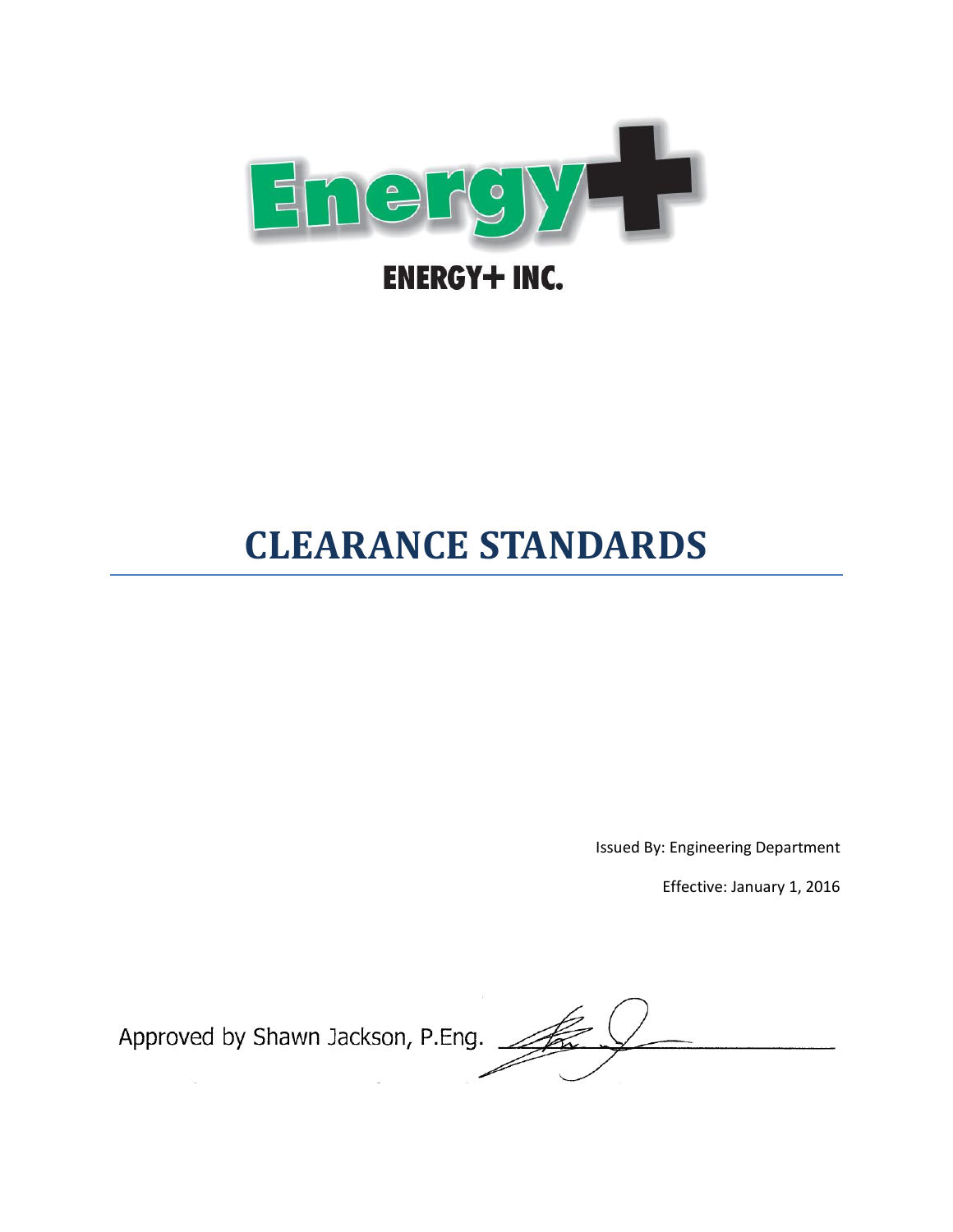ENERGY+ INC.

# CLEARANCE STANDARDS

Issued By: Engineering Department

Effective: January 1, 2016

Approved by Shawn Jackson, P.Eng.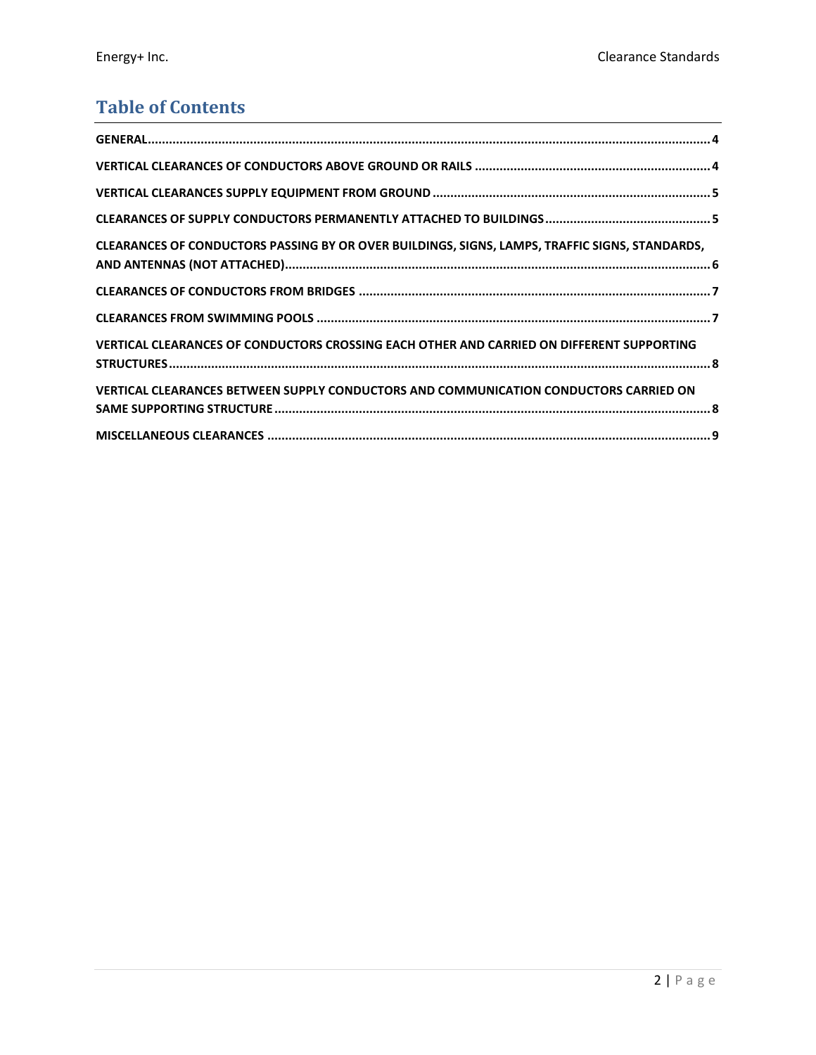# Table of Contents

- GENERAL ... 4
- VERTICAL CLEARANCES OF CONDUCTORS ABOVE GROUND OR RAILS ... 4
- VERTICAL CLEARANCES SUPPLY EQUIPMENT FROM GROUND ... 5
- CLEARANCES OF SUPPLY CONDUCTORS PERMANENTLY ATTACHED TO BUILDINGS ... 5
- CLEARANCES OF CONDUCTORS PASSING BY OR OVER BUILDINGS, SIGNS, LAMPS, TRAFFIC SIGNS, STANDARDS, AND ANTENNAS (NOT ATTACHED) ... 6
- CLEARANCES OF CONDUCTORS FROM BRIDGES ... 7
- CLEARANCES FROM SWIMMING POOLS ... 7
- VERTICAL CLEARANCES OF CONDUCTORS CROSSING EACH OTHER AND CARRIED ON DIFFERENT SUPPORTING STRUCTURES ... 8
- VERTICAL CLEARANCES BETWEEN SUPPLY CONDUCTORS AND COMMUNICATION CONDUCTORS CARRIED ON SAME SUPPORTING STRUCTURE ... 8
- MISCELLANEOUS CLEARANCES ... 9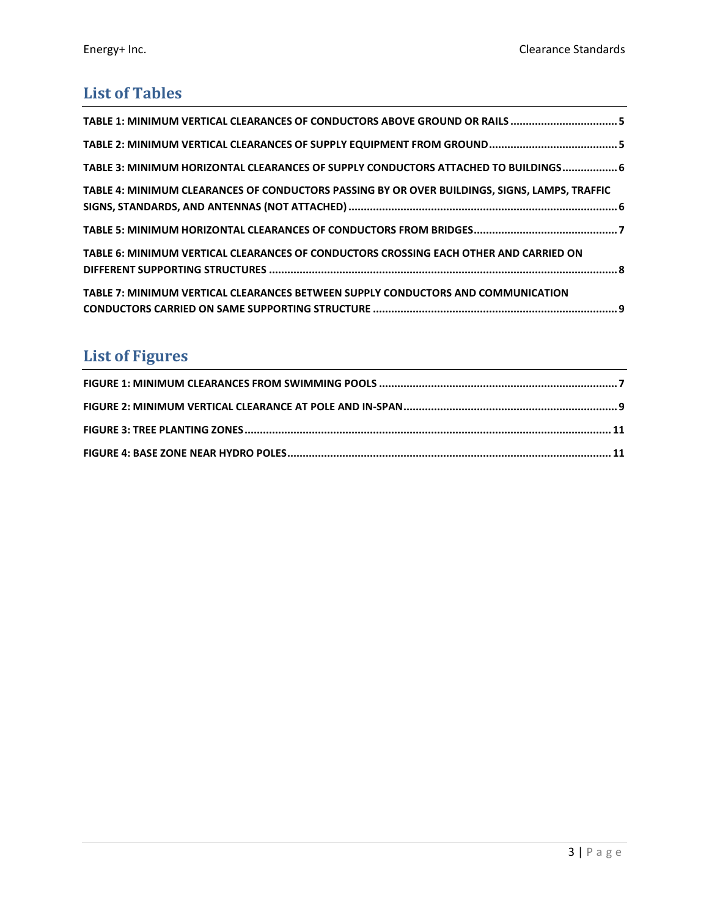## List of Tables

TABLE 1: MINIMUM VERTICAL CLEARANCES OF CONDUCTORS ABOVE GROUND OR RAILS .................................. 5

TABLE 2: MINIMUM VERTICAL CLEARANCES OF SUPPLY EQUIPMENT FROM GROUND .......................................... 5

TABLE 3: MINIMUM HORIZONTAL CLEARANCES OF SUPPLY CONDUCTORS ATTACHED TO BUILDINGS .................. 6

TABLE 4: MINIMUM CLEARANCES OF CONDUCTORS PASSING BY OR OVER BUILDINGS, SIGNS, LAMPS, TRAFFIC SIGNS, STANDARDS, AND ANTENNAS (NOT ATTACHED) ........................................................................................ 6

TABLE 5: MINIMUM HORIZONTAL CLEARANCES OF CONDUCTORS FROM BRIDGES .............................................. 7

TABLE 6: MINIMUM VERTICAL CLEARANCES OF CONDUCTORS CROSSING EACH OTHER AND CARRIED ON DIFFERENT SUPPORTING STRUCTURES ................................................................................................................ 8

TABLE 7: MINIMUM VERTICAL CLEARANCES BETWEEN SUPPLY CONDUCTORS AND COMMUNICATION CONDUCTORS CARRIED ON SAME SUPPORTING STRUCTURE ................................................................................ 9

## List of Figures

FIGURE 1: MINIMUM CLEARANCES FROM SWIMMING POOLS ............................................................................ 7

FIGURE 2: MINIMUM VERTICAL CLEARANCE AT POLE AND IN-SPAN ..................................................................... 9

FIGURE 3: TREE PLANTING ZONES ...................................................................................................................... 11

FIGURE 4: BASE ZONE NEAR HYDRO POLES ........................................................................................................ 11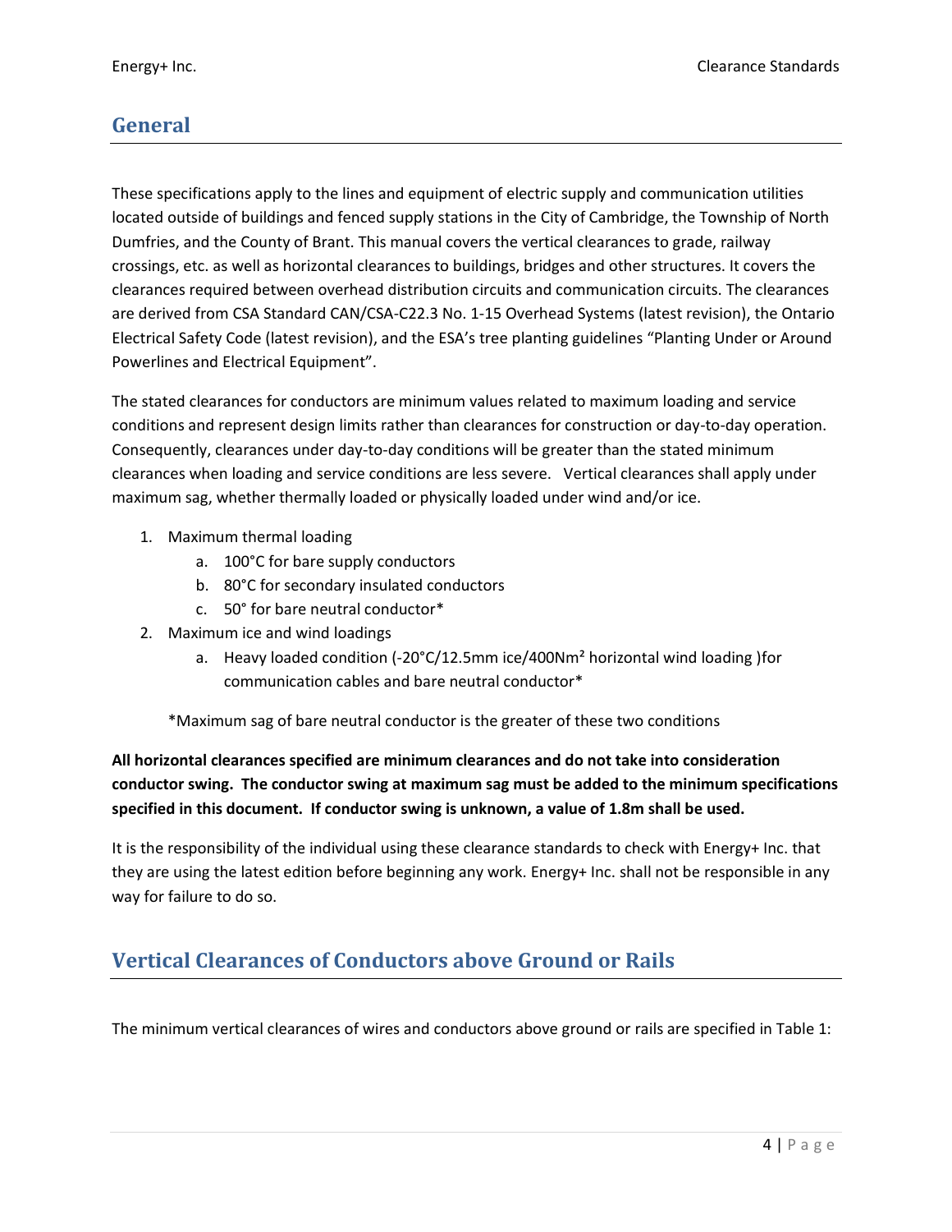## General

These specifications apply to the lines and equipment of electric supply and communication utilities located outside of buildings and fenced supply stations in the City of Cambridge, the Township of North Dumfries, and the County of Brant. This manual covers the vertical clearances to grade, railway crossings, etc. as well as horizontal clearances to buildings, bridges and other structures. It covers the clearances required between overhead distribution circuits and communication circuits. The clearances are derived from CSA Standard CAN/CSA-C22.3 No. 1-15 Overhead Systems (latest revision), the Ontario Electrical Safety Code (latest revision), and the ESA's tree planting guidelines "Planting Under or Around Powerlines and Electrical Equipment".

The stated clearances for conductors are minimum values related to maximum loading and service conditions and represent design limits rather than clearances for construction or day-to-day operation. Consequently, clearances under day-to-day conditions will be greater than the stated minimum clearances when loading and service conditions are less severe. Vertical clearances shall apply under maximum sag, whether thermally loaded or physically loaded under wind and/or ice.

1. Maximum thermal loading
   a. 100°C for bare supply conductors
   b. 80°C for secondary insulated conductors
   c. 50° for bare neutral conductor*
2. Maximum ice and wind loadings
   a. Heavy loaded condition (-20°C/12.5mm ice/400Nm² horizontal wind loading )for communication cables and bare neutral conductor*

   *Maximum sag of bare neutral conductor is the greater of these two conditions

**All horizontal clearances specified are minimum clearances and do not take into consideration conductor swing. The conductor swing at maximum sag must be added to the minimum specifications specified in this document. If conductor swing is unknown, a value of 1.8m shall be used.**

It is the responsibility of the individual using these clearance standards to check with Energy+ Inc. that they are using the latest edition before beginning any work. Energy+ Inc. shall not be responsible in any way for failure to do so.

## Vertical Clearances of Conductors above Ground or Rails

The minimum vertical clearances of wires and conductors above ground or rails are specified in Table 1: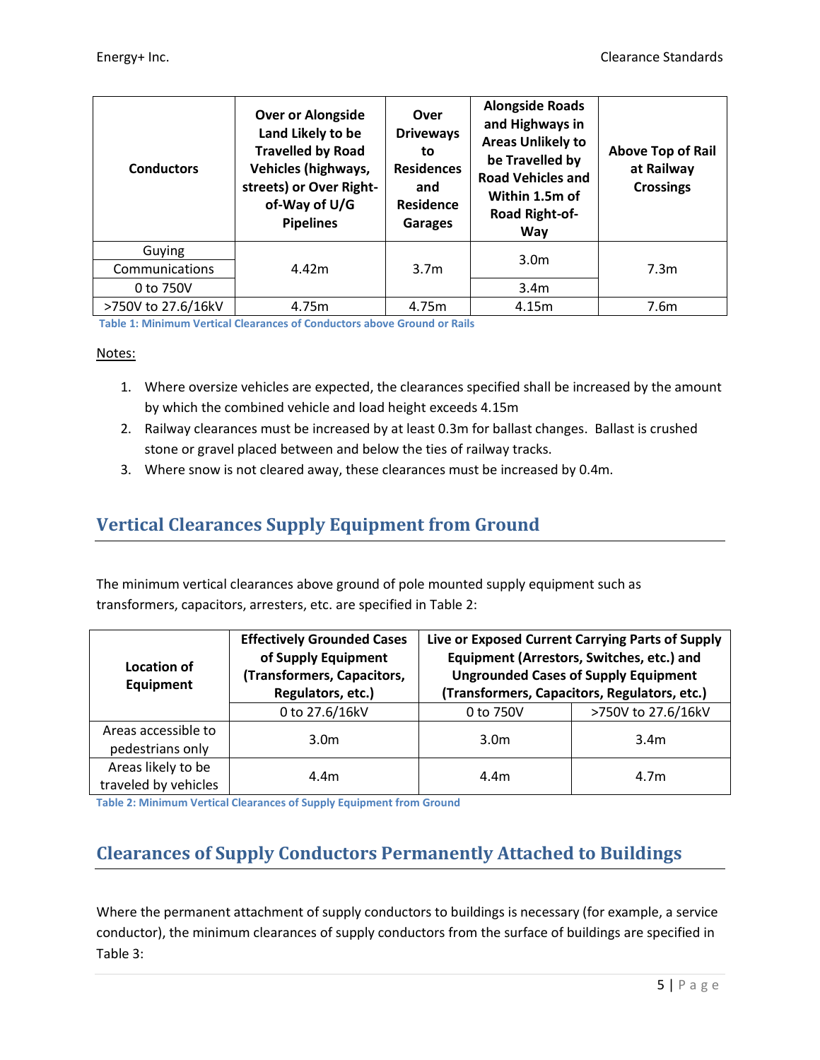| Conductors | Over or Alongside Land Likely to be Travelled by Road Vehicles (highways, streets) or Over Right-of-Way of U/G Pipelines | Over Driveways to Residences and Residence Garages | Alongside Roads and Highways in Areas Unlikely to be Travelled by Road Vehicles and Within 1.5m of Road Right-of-Way | Above Top of Rail at Railway Crossings |
|---|---|---|---|---|
| Guying | 4.42m | 3.7m | 3.0m | 7.3m |
| Communications | 4.42m | 3.7m | 3.0m | 7.3m |
| 0 to 750V | 4.42m | 3.7m | 3.4m | 7.3m |
| >750V to 27.6/16kV | 4.75m | 4.75m | 4.15m | 7.6m |

Table 1: Minimum Vertical Clearances of Conductors above Ground or Rails

Notes:

1. Where oversize vehicles are expected, the clearances specified shall be increased by the amount by which the combined vehicle and load height exceeds 4.15m
2. Railway clearances must be increased by at least 0.3m for ballast changes. Ballast is crushed stone or gravel placed between and below the ties of railway tracks.
3. Where snow is not cleared away, these clearances must be increased by 0.4m.

## Vertical Clearances Supply Equipment from Ground

The minimum vertical clearances above ground of pole mounted supply equipment such as transformers, capacitors, arresters, etc. are specified in Table 2:

| Location of Equipment | Effectively Grounded Cases of Supply Equipment (Transformers, Capacitors, Regulators, etc.) | Live or Exposed Current Carrying Parts of Supply Equipment (Arrestors, Switches, etc.) and Ungrounded Cases of Supply Equipment (Transformers, Capacitors, Regulators, etc.) | |
|---|---|---|---|
| | 0 to 27.6/16kV | 0 to 750V | >750V to 27.6/16kV |
| Areas accessible to pedestrians only | 3.0m | 3.0m | 3.4m |
| Areas likely to be traveled by vehicles | 4.4m | 4.4m | 4.7m |

Table 2: Minimum Vertical Clearances of Supply Equipment from Ground

## Clearances of Supply Conductors Permanently Attached to Buildings

Where the permanent attachment of supply conductors to buildings is necessary (for example, a service conductor), the minimum clearances of supply conductors from the surface of buildings are specified in Table 3: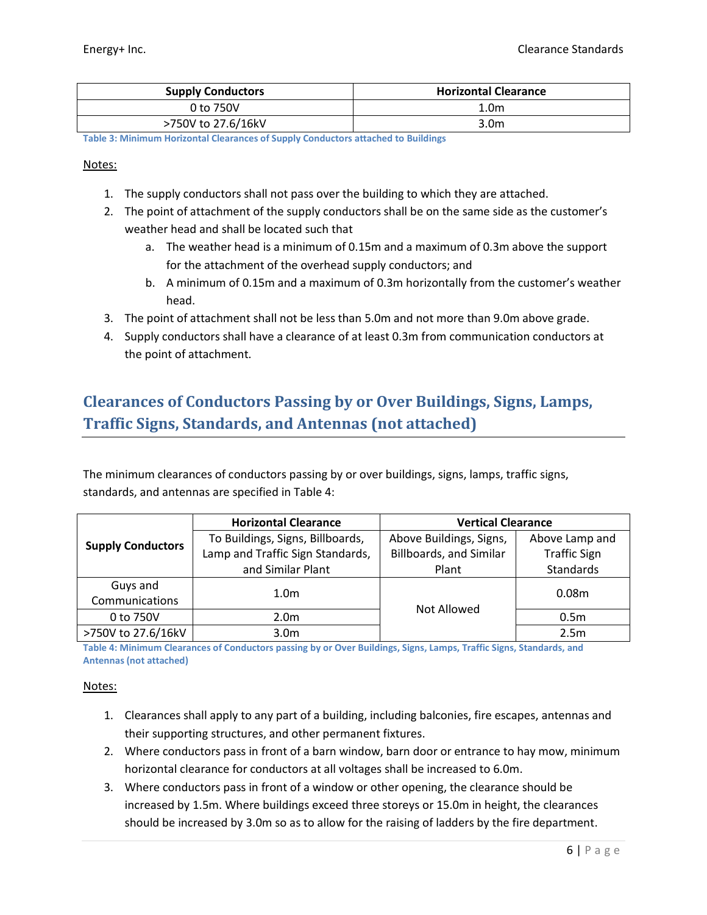| Supply Conductors | Horizontal Clearance |
|---|---|
| 0 to 750V | 1.0m |
| >750V to 27.6/16kV | 3.0m |

**Table 3: Minimum Horizontal Clearances of Supply Conductors attached to Buildings**

Notes:

1. The supply conductors shall not pass over the building to which they are attached.
2. The point of attachment of the supply conductors shall be on the same side as the customer's weather head and shall be located such that
   a. The weather head is a minimum of 0.15m and a maximum of 0.3m above the support for the attachment of the overhead supply conductors; and
   b. A minimum of 0.15m and a maximum of 0.3m horizontally from the customer's weather head.
3. The point of attachment shall not be less than 5.0m and not more than 9.0m above grade.
4. Supply conductors shall have a clearance of at least 0.3m from communication conductors at the point of attachment.

## Clearances of Conductors Passing by or Over Buildings, Signs, Lamps, Traffic Signs, Standards, and Antennas (not attached)

The minimum clearances of conductors passing by or over buildings, signs, lamps, traffic signs, standards, and antennas are specified in Table 4:

| Supply Conductors | Horizontal Clearance | Vertical Clearance | |
|---|---|---|---|
| | To Buildings, Signs, Billboards, Lamp and Traffic Sign Standards, and Similar Plant | Above Buildings, Signs, Billboards, and Similar Plant | Above Lamp and Traffic Sign Standards |
| Guys and Communications | 1.0m | Not Allowed | 0.08m |
| 0 to 750V | 2.0m | Not Allowed | 0.5m |
| >750V to 27.6/16kV | 3.0m | Not Allowed | 2.5m |

**Table 4: Minimum Clearances of Conductors passing by or Over Buildings, Signs, Lamps, Traffic Signs, Standards, and Antennas (not attached)**

Notes:

1. Clearances shall apply to any part of a building, including balconies, fire escapes, antennas and their supporting structures, and other permanent fixtures.
2. Where conductors pass in front of a barn window, barn door or entrance to hay mow, minimum horizontal clearance for conductors at all voltages shall be increased to 6.0m.
3. Where conductors pass in front of a window or other opening, the clearance should be increased by 1.5m. Where buildings exceed three storeys or 15.0m in height, the clearances should be increased by 3.0m so as to allow for the raising of ladders by the fire department.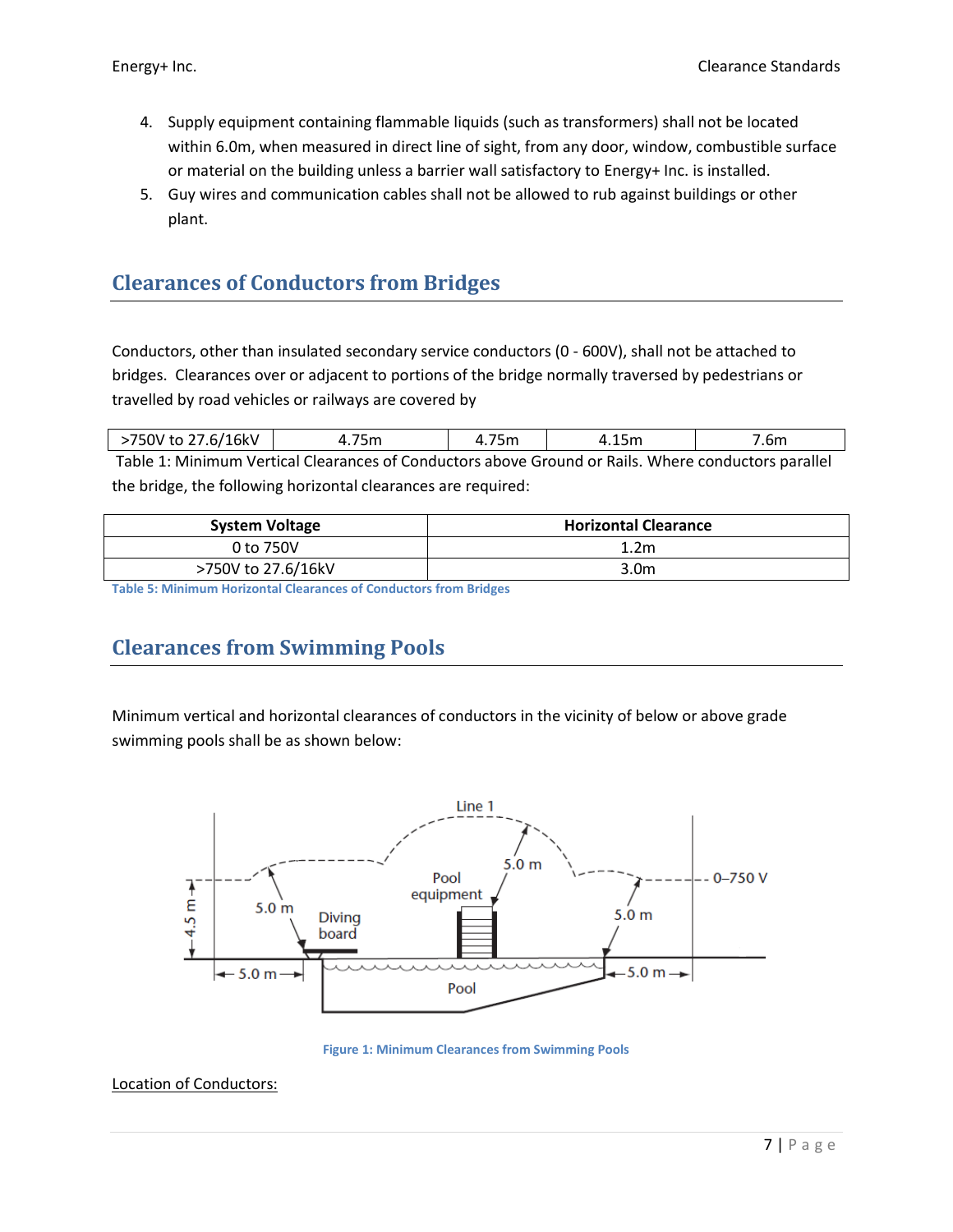4. Supply equipment containing flammable liquids (such as transformers) shall not be located within 6.0m, when measured in direct line of sight, from any door, window, combustible surface or material on the building unless a barrier wall satisfactory to Energy+ Inc. is installed.
5. Guy wires and communication cables shall not be allowed to rub against buildings or other plant.

## Clearances of Conductors from Bridges

Conductors, other than insulated secondary service conductors (0 - 600V), shall not be attached to bridges. Clearances over or adjacent to portions of the bridge normally traversed by pedestrians or travelled by road vehicles or railways are covered by

| >750V to 27.6/16kV | 4.75m | 4.75m | 4.15m | 7.6m |
|---|---|---|---|---|

Table 1: Minimum Vertical Clearances of Conductors above Ground or Rails. Where conductors parallel the bridge, the following horizontal clearances are required:

| System Voltage | Horizontal Clearance |
|---|---|
| 0 to 750V | 1.2m |
| >750V to 27.6/16kV | 3.0m |

Table 5: Minimum Horizontal Clearances of Conductors from Bridges

## Clearances from Swimming Pools

Minimum vertical and horizontal clearances of conductors in the vicinity of below or above grade swimming pools shall be as shown below:

Figure 1: Minimum Clearances from Swimming Pools

Location of Conductors: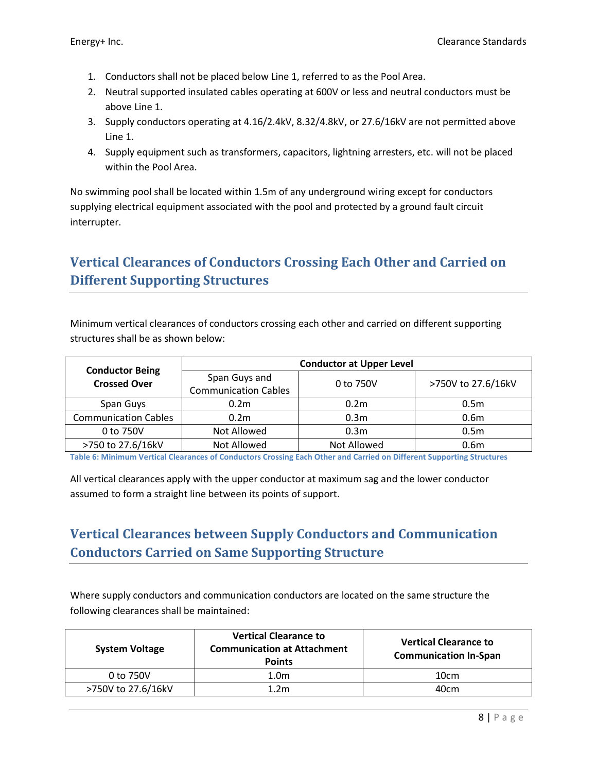1. Conductors shall not be placed below Line 1, referred to as the Pool Area.
2. Neutral supported insulated cables operating at 600V or less and neutral conductors must be above Line 1.
3. Supply conductors operating at 4.16/2.4kV, 8.32/4.8kV, or 27.6/16kV are not permitted above Line 1.
4. Supply equipment such as transformers, capacitors, lightning arresters, etc. will not be placed within the Pool Area.

No swimming pool shall be located within 1.5m of any underground wiring except for conductors supplying electrical equipment associated with the pool and protected by a ground fault circuit interrupter.

## Vertical Clearances of Conductors Crossing Each Other and Carried on Different Supporting Structures

Minimum vertical clearances of conductors crossing each other and carried on different supporting structures shall be as shown below:

| Conductor Being Crossed Over | Conductor at Upper Level | | |
|---|---|---|---|
| | Span Guys and Communication Cables | 0 to 750V | >750V to 27.6/16kV |
| Span Guys | 0.2m | 0.2m | 0.5m |
| Communication Cables | 0.2m | 0.3m | 0.6m |
| 0 to 750V | Not Allowed | 0.3m | 0.5m |
| >750 to 27.6/16kV | Not Allowed | Not Allowed | 0.6m |

Table 6: Minimum Vertical Clearances of Conductors Crossing Each Other and Carried on Different Supporting Structures

All vertical clearances apply with the upper conductor at maximum sag and the lower conductor assumed to form a straight line between its points of support.

## Vertical Clearances between Supply Conductors and Communication Conductors Carried on Same Supporting Structure

Where supply conductors and communication conductors are located on the same structure the following clearances shall be maintained:

| System Voltage | Vertical Clearance to Communication at Attachment Points | Vertical Clearance to Communication In-Span |
|---|---|---|
| 0 to 750V | 1.0m | 10cm |
| >750V to 27.6/16kV | 1.2m | 40cm |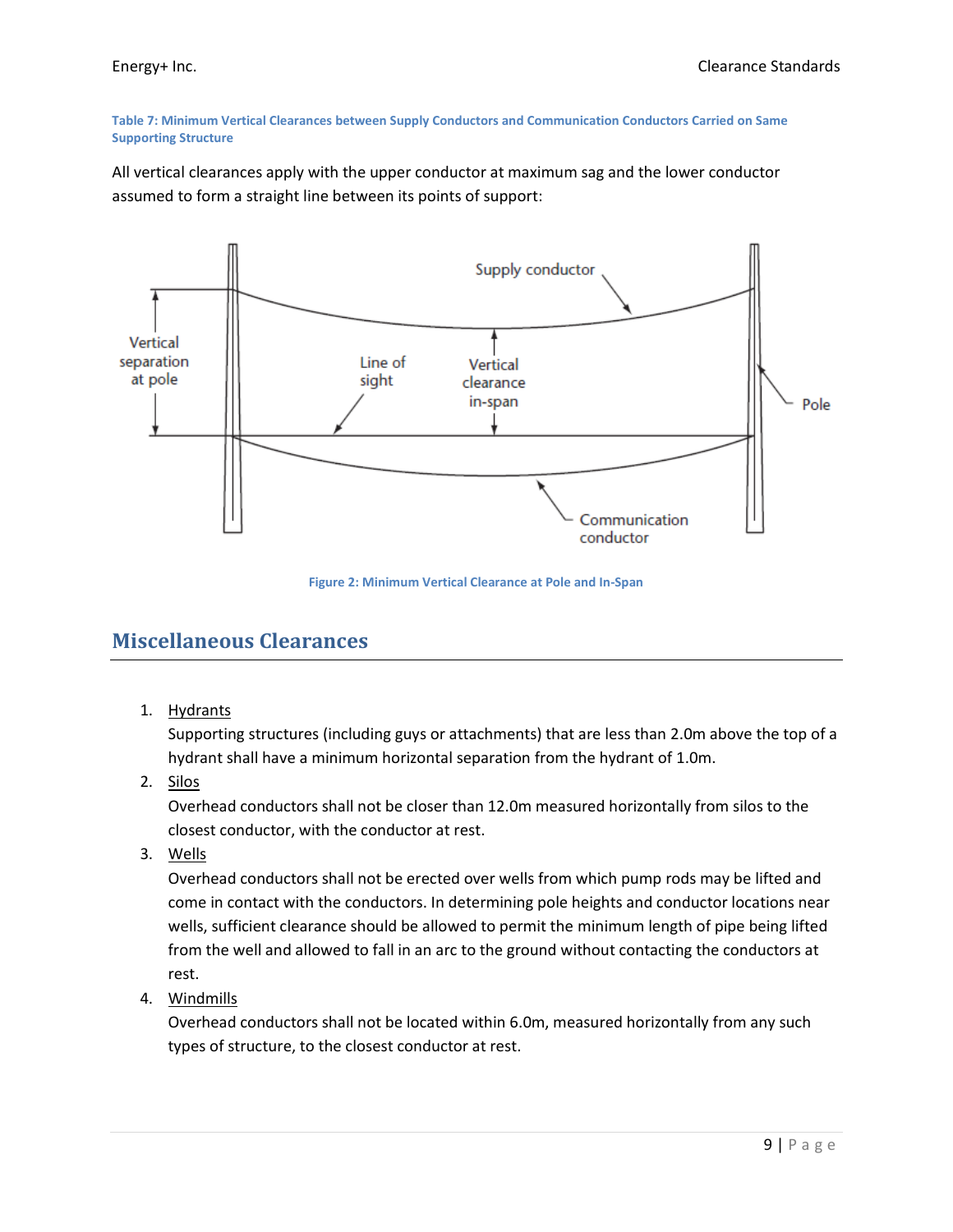**Table 7: Minimum Vertical Clearances between Supply Conductors and Communication Conductors Carried on Same Supporting Structure**

All vertical clearances apply with the upper conductor at maximum sag and the lower conductor assumed to form a straight line between its points of support:

Figure 2: Minimum Vertical Clearance at Pole and In-Span

## Miscellaneous Clearances

1. Hydrants
   Supporting structures (including guys or attachments) that are less than 2.0m above the top of a hydrant shall have a minimum horizontal separation from the hydrant of 1.0m.
2. Silos
   Overhead conductors shall not be closer than 12.0m measured horizontally from silos to the closest conductor, with the conductor at rest.
3. Wells
   Overhead conductors shall not be erected over wells from which pump rods may be lifted and come in contact with the conductors. In determining pole heights and conductor locations near wells, sufficient clearance should be allowed to permit the minimum length of pipe being lifted from the well and allowed to fall in an arc to the ground without contacting the conductors at rest.
4. Windmills
   Overhead conductors shall not be located within 6.0m, measured horizontally from any such types of structure, to the closest conductor at rest.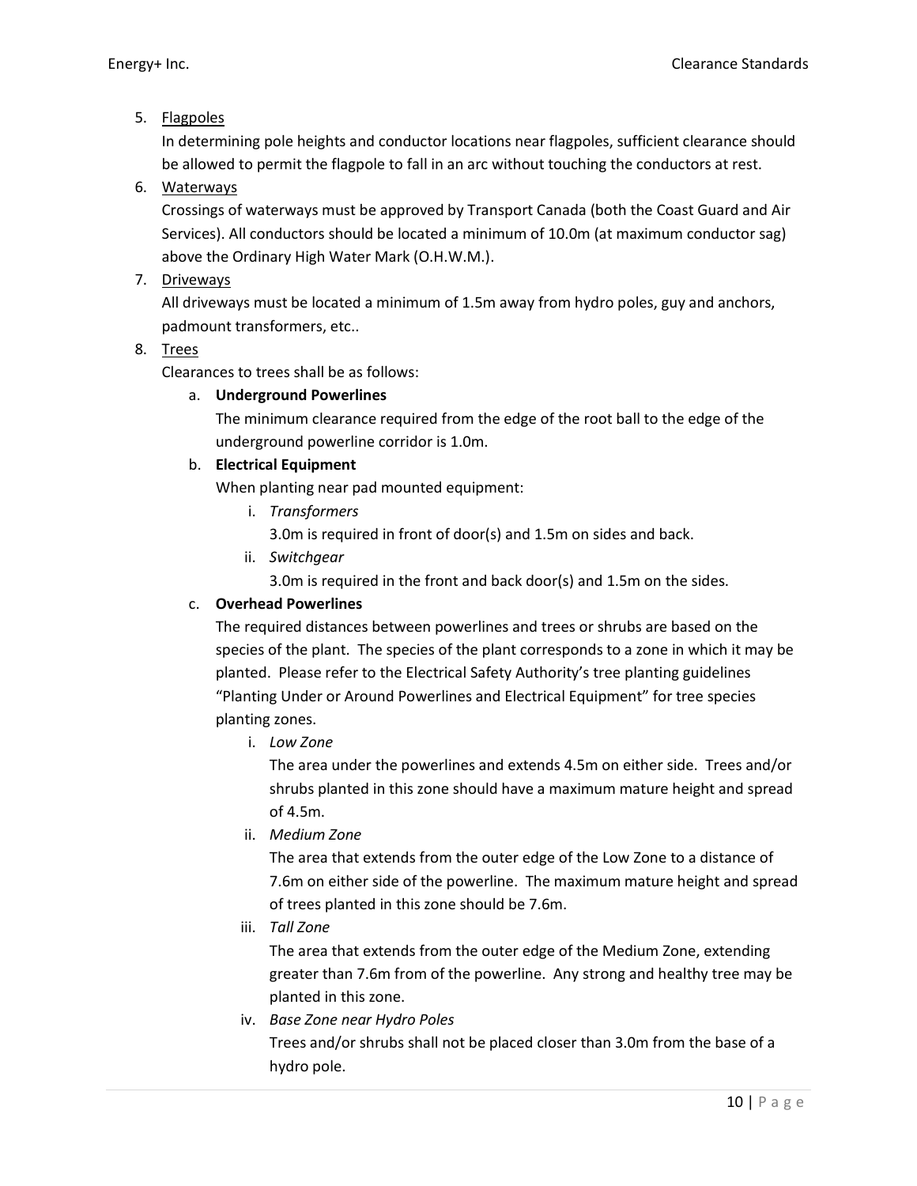5. <u>Flagpoles</u>

   In determining pole heights and conductor locations near flagpoles, sufficient clearance should be allowed to permit the flagpole to fall in an arc without touching the conductors at rest.

6. <u>Waterways</u>

   Crossings of waterways must be approved by Transport Canada (both the Coast Guard and Air Services). All conductors should be located a minimum of 10.0m (at maximum conductor sag) above the Ordinary High Water Mark (O.H.W.M.).

7. <u>Driveways</u>

   All driveways must be located a minimum of 1.5m away from hydro poles, guy and anchors, padmount transformers, etc..

8. <u>Trees</u>

   Clearances to trees shall be as follows:

   a. **Underground Powerlines**

      The minimum clearance required from the edge of the root ball to the edge of the underground powerline corridor is 1.0m.

   b. **Electrical Equipment**

      When planting near pad mounted equipment:

      i. *Transformers*

         3.0m is required in front of door(s) and 1.5m on sides and back.

      ii. *Switchgear*

         3.0m is required in the front and back door(s) and 1.5m on the sides.

   c. **Overhead Powerlines**

      The required distances between powerlines and trees or shrubs are based on the species of the plant. The species of the plant corresponds to a zone in which it may be planted. Please refer to the Electrical Safety Authority's tree planting guidelines "Planting Under or Around Powerlines and Electrical Equipment" for tree species planting zones.

      i. *Low Zone*

         The area under the powerlines and extends 4.5m on either side. Trees and/or shrubs planted in this zone should have a maximum mature height and spread of 4.5m.

      ii. *Medium Zone*

         The area that extends from the outer edge of the Low Zone to a distance of 7.6m on either side of the powerline. The maximum mature height and spread of trees planted in this zone should be 7.6m.

      iii. *Tall Zone*

         The area that extends from the outer edge of the Medium Zone, extending greater than 7.6m from of the powerline. Any strong and healthy tree may be planted in this zone.

      iv. *Base Zone near Hydro Poles*

         Trees and/or shrubs shall not be placed closer than 3.0m from the base of a hydro pole.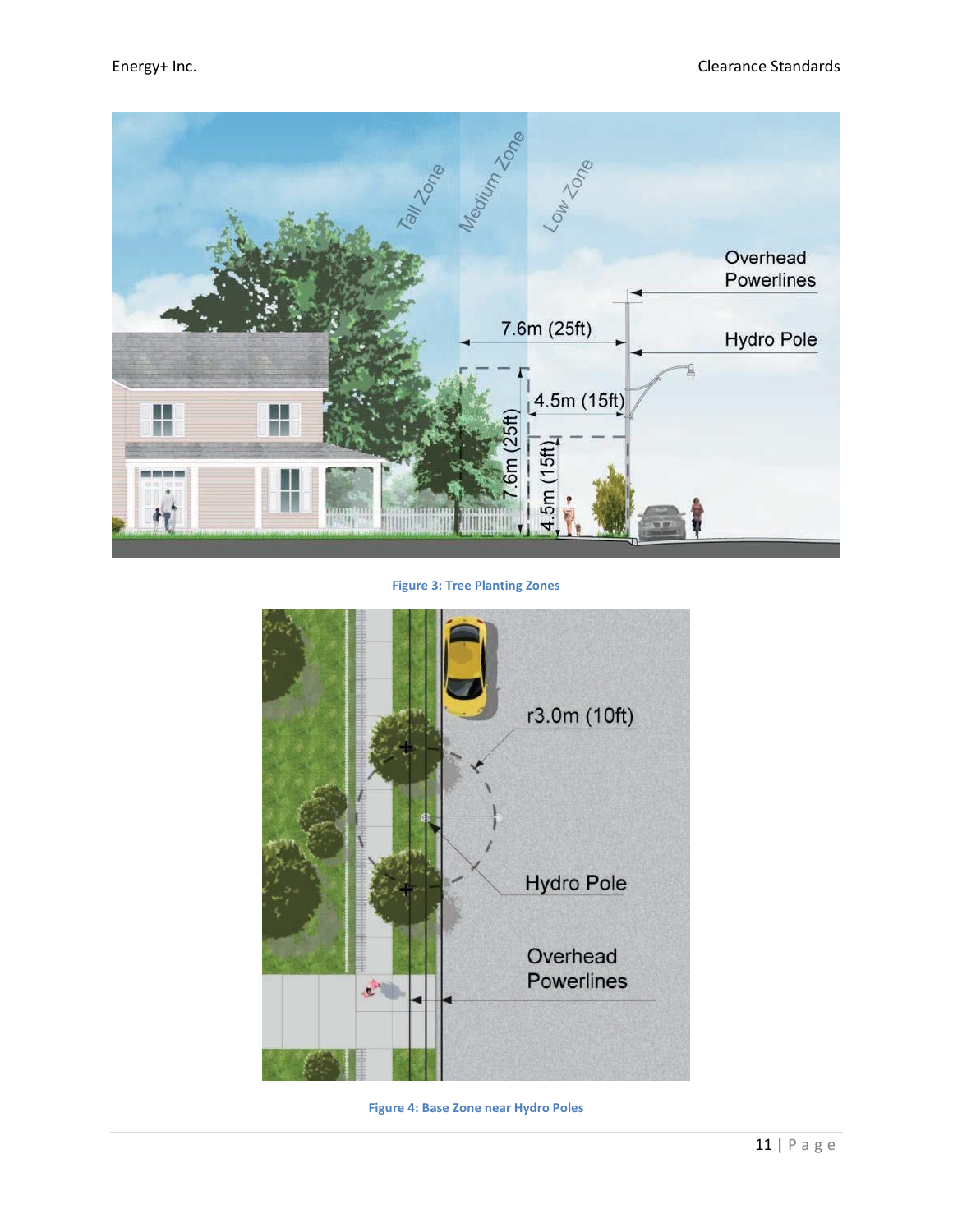Figure 3: Tree Planting Zones

Figure 4: Base Zone near Hydro Poles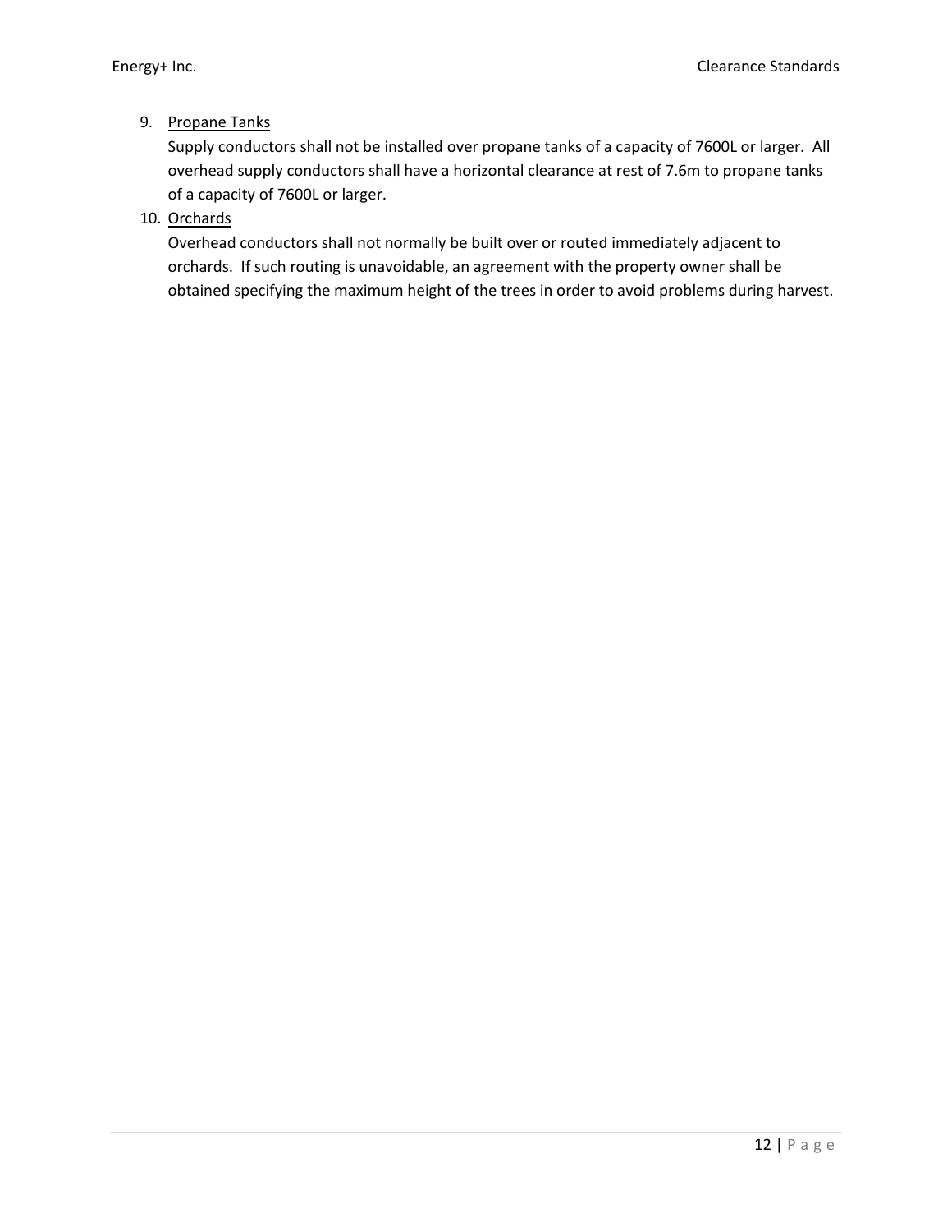9. <u>Propane Tanks</u>
   Supply conductors shall not be installed over propane tanks of a capacity of 7600L or larger. All overhead supply conductors shall have a horizontal clearance at rest of 7.6m to propane tanks of a capacity of 7600L or larger.
10. <u>Orchards</u>
    Overhead conductors shall not normally be built over or routed immediately adjacent to orchards. If such routing is unavoidable, an agreement with the property owner shall be obtained specifying the maximum height of the trees in order to avoid problems during harvest.